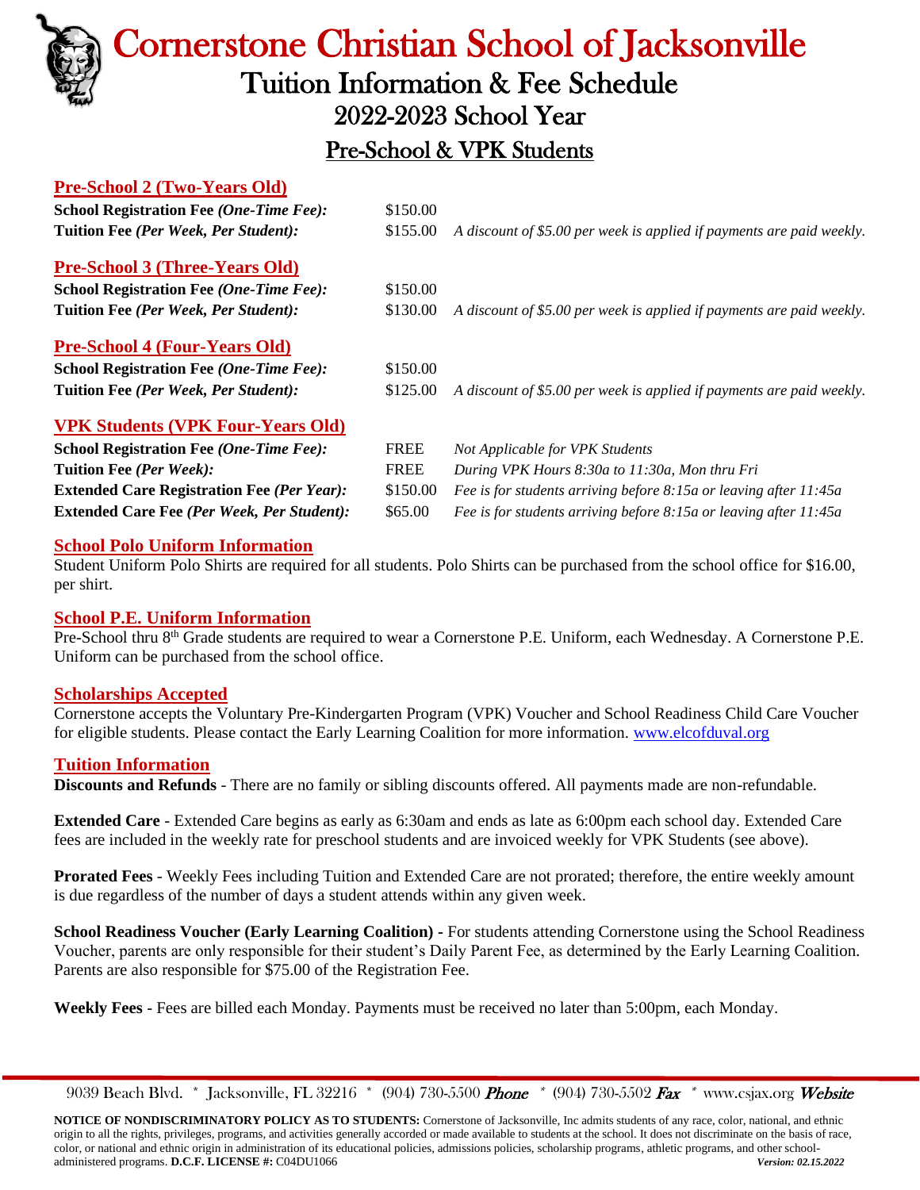# Cornerstone Christian School of Jacksonville

## Tuition Information & Fee Schedule

## 2022-2023 School Year

## Pre-School & VPK Students

### Pre-School 2 (Two-Years Old)

| | | |
|---|---|---|
| **School Registration Fee *(One-Time Fee):*** | $150.00 | |
| **Tuition Fee *(Per Week, Per Student):*** | $155.00 | *A discount of $5.00 per week is applied if payments are paid weekly.* |

### Pre-School 3 (Three-Years Old)

| | | |
|---|---|---|
| **School Registration Fee *(One-Time Fee):*** | $150.00 | |
| **Tuition Fee *(Per Week, Per Student):*** | $130.00 | *A discount of $5.00 per week is applied if payments are paid weekly.* |

### Pre-School 4 (Four-Years Old)

| | | |
|---|---|---|
| **School Registration Fee *(One-Time Fee):*** | $150.00 | |
| **Tuition Fee *(Per Week, Per Student):*** | $125.00 | *A discount of $5.00 per week is applied if payments are paid weekly.* |

### VPK Students (VPK Four-Years Old)

| | | |
|---|---|---|
| **School Registration Fee *(One-Time Fee):*** | FREE | *Not Applicable for VPK Students* |
| **Tuition Fee *(Per Week):*** | FREE | *During VPK Hours 8:30a to 11:30a, Mon thru Fri* |
| **Extended Care Registration Fee *(Per Year):*** | $150.00 | *Fee is for students arriving before 8:15a or leaving after 11:45a* |
| **Extended Care Fee *(Per Week, Per Student):*** | $65.00 | *Fee is for students arriving before 8:15a or leaving after 11:45a* |

### School Polo Uniform Information

Student Uniform Polo Shirts are required for all students. Polo Shirts can be purchased from the school office for $16.00, per shirt.

### School P.E. Uniform Information

Pre-School thru 8th Grade students are required to wear a Cornerstone P.E. Uniform, each Wednesday. A Cornerstone P.E. Uniform can be purchased from the school office.

### Scholarships Accepted

Cornerstone accepts the Voluntary Pre-Kindergarten Program (VPK) Voucher and School Readiness Child Care Voucher for eligible students. Please contact the Early Learning Coalition for more information. www.elcofduval.org

### Tuition Information

**Discounts and Refunds** - There are no family or sibling discounts offered. All payments made are non-refundable.

**Extended Care** - Extended Care begins as early as 6:30am and ends as late as 6:00pm each school day. Extended Care fees are included in the weekly rate for preschool students and are invoiced weekly for VPK Students (see above).

**Prorated Fees** - Weekly Fees including Tuition and Extended Care are not prorated; therefore, the entire weekly amount is due regardless of the number of days a student attends within any given week.

**School Readiness Voucher (Early Learning Coalition) -** For students attending Cornerstone using the School Readiness Voucher, parents are only responsible for their student's Daily Parent Fee, as determined by the Early Learning Coalition. Parents are also responsible for $75.00 of the Registration Fee.

**Weekly Fees** - Fees are billed each Monday. Payments must be received no later than 5:00pm, each Monday.

9039 Beach Blvd. * Jacksonville, FL 32216 * (904) 730-5500 *Phone* * (904) 730-5502 *Fax* * www.csjax.org *Website*

**NOTICE OF NONDISCRIMINATORY POLICY AS TO STUDENTS:** Cornerstone of Jacksonville, Inc admits students of any race, color, national, and ethnic origin to all the rights, privileges, programs, and activities generally accorded or made available to students at the school. It does not discriminate on the basis of race, color, or national and ethnic origin in administration of its educational policies, admissions policies, scholarship programs, athletic programs, and other school-administered programs. **D.C.F. LICENSE #:** C04DU1066 ***Version: 02.15.2022***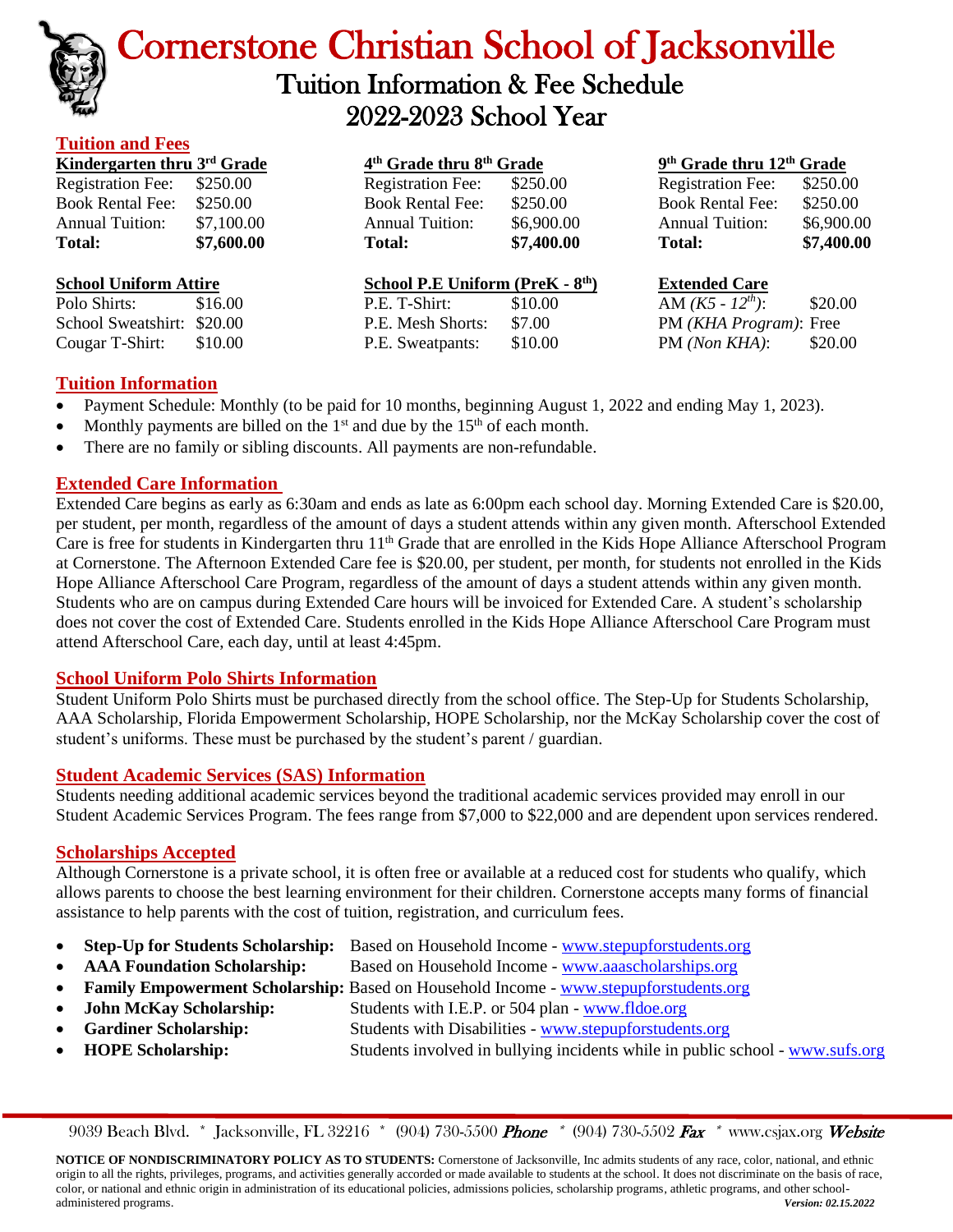# Cornerstone Christian School of Jacksonville

## Tuition Information & Fee Schedule

## 2022-2023 School Year

### Tuition and Fees

| Kindergarten thru 3rd Grade | | 4th Grade thru 8th Grade | | 9th Grade thru 12th Grade | |
|---|---|---|---|---|---|
| Registration Fee: | $250.00 | Registration Fee: | $250.00 | Registration Fee: | $250.00 |
| Book Rental Fee: | $250.00 | Book Rental Fee: | $250.00 | Book Rental Fee: | $250.00 |
| Annual Tuition: | $7,100.00 | Annual Tuition: | $6,900.00 | Annual Tuition: | $6,900.00 |
| **Total:** | **$7,600.00** | **Total:** | **$7,400.00** | **Total:** | **$7,400.00** |

| School Uniform Attire | | School P.E Uniform (PreK - 8th) | | Extended Care | |
|---|---|---|---|---|---|
| Polo Shirts: | $16.00 | P.E. T-Shirt: | $10.00 | AM *(K5 - 12th)*: | $20.00 |
| School Sweatshirt: | $20.00 | P.E. Mesh Shorts: | $7.00 | PM *(KHA Program)*: | Free |
| Cougar T-Shirt: | $10.00 | P.E. Sweatpants: | $10.00 | PM *(Non KHA)*: | $20.00 |

### Tuition Information

- Payment Schedule: Monthly (to be paid for 10 months, beginning August 1, 2022 and ending May 1, 2023).
- Monthly payments are billed on the 1st and due by the 15th of each month.
- There are no family or sibling discounts. All payments are non-refundable.

### Extended Care Information

Extended Care begins as early as 6:30am and ends as late as 6:00pm each school day. Morning Extended Care is $20.00, per student, per month, regardless of the amount of days a student attends within any given month. Afterschool Extended Care is free for students in Kindergarten thru 11th Grade that are enrolled in the Kids Hope Alliance Afterschool Program at Cornerstone. The Afternoon Extended Care fee is $20.00, per student, per month, for students not enrolled in the Kids Hope Alliance Afterschool Care Program, regardless of the amount of days a student attends within any given month. Students who are on campus during Extended Care hours will be invoiced for Extended Care. A student's scholarship does not cover the cost of Extended Care. Students enrolled in the Kids Hope Alliance Afterschool Care Program must attend Afterschool Care, each day, until at least 4:45pm.

### School Uniform Polo Shirts Information

Student Uniform Polo Shirts must be purchased directly from the school office. The Step-Up for Students Scholarship, AAA Scholarship, Florida Empowerment Scholarship, HOPE Scholarship, nor the McKay Scholarship cover the cost of student's uniforms. These must be purchased by the student's parent / guardian.

### Student Academic Services (SAS) Information

Students needing additional academic services beyond the traditional academic services provided may enroll in our Student Academic Services Program. The fees range from $7,000 to $22,000 and are dependent upon services rendered.

### Scholarships Accepted

Although Cornerstone is a private school, it is often free or available at a reduced cost for students who qualify, which allows parents to choose the best learning environment for their children. Cornerstone accepts many forms of financial assistance to help parents with the cost of tuition, registration, and curriculum fees.

- **Step-Up for Students Scholarship:** Based on Household Income - www.stepupforstudents.org
- **AAA Foundation Scholarship:** Based on Household Income - www.aaascholarships.org
- **Family Empowerment Scholarship:** Based on Household Income - www.stepupforstudents.org
- **John McKay Scholarship:** Students with I.E.P. or 504 plan - www.fldoe.org
- **Gardiner Scholarship:** Students with Disabilities - www.stepupforstudents.org
- **HOPE Scholarship:** Students involved in bullying incidents while in public school - www.sufs.org

9039 Beach Blvd. * Jacksonville, FL 32216 * (904) 730-5500 *Phone* * (904) 730-5502 *Fax* * www.csjax.org *Website*

**NOTICE OF NONDISCRIMINATORY POLICY AS TO STUDENTS:** Cornerstone of Jacksonville, Inc admits students of any race, color, national, and ethnic origin to all the rights, privileges, programs, and activities generally accorded or made available to students at the school. It does not discriminate on the basis of race, color, or national and ethnic origin in administration of its educational policies, admissions policies, scholarship programs, athletic programs, and other school-administered programs.

***Version: 02.15.2022***